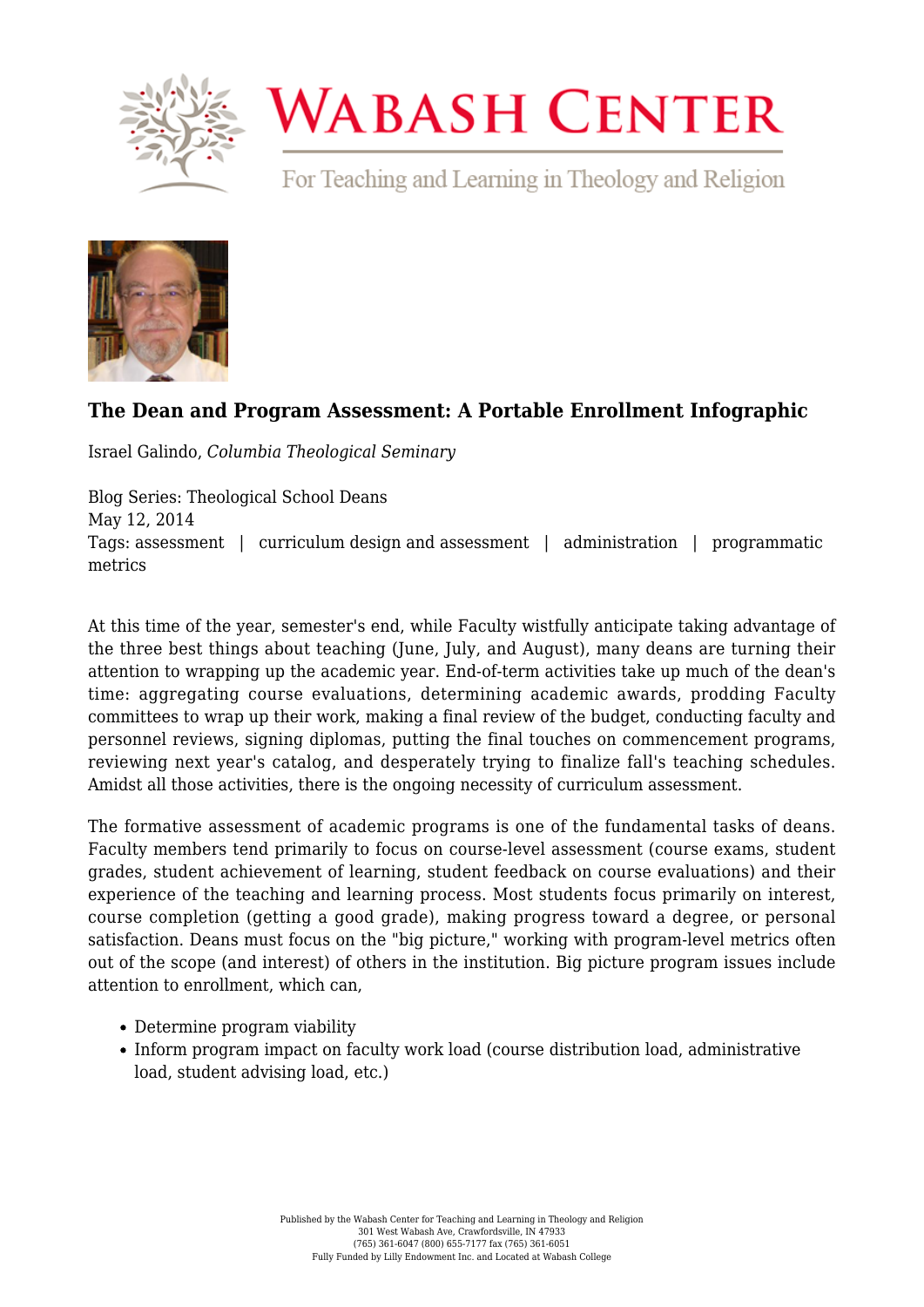# The Dean and Program Assessment: A Portable Enrollment Infographic

Israel Galindo, *Columbia Theological Seminary*

Blog Series: Theological School Deans
May 12, 2014
Tags: assessment | curriculum design and assessment | administration | programmatic metrics

At this time of the year, semester's end, while Faculty wistfully anticipate taking advantage of the three best things about teaching (June, July, and August), many deans are turning their attention to wrapping up the academic year. End-of-term activities take up much of the dean's time: aggregating course evaluations, determining academic awards, prodding Faculty committees to wrap up their work, making a final review of the budget, conducting faculty and personnel reviews, signing diplomas, putting the final touches on commencement programs, reviewing next year's catalog, and desperately trying to finalize fall's teaching schedules. Amidst all those activities, there is the ongoing necessity of curriculum assessment.

The formative assessment of academic programs is one of the fundamental tasks of deans. Faculty members tend primarily to focus on course-level assessment (course exams, student grades, student achievement of learning, student feedback on course evaluations) and their experience of the teaching and learning process. Most students focus primarily on interest, course completion (getting a good grade), making progress toward a degree, or personal satisfaction. Deans must focus on the "big picture," working with program-level metrics often out of the scope (and interest) of others in the institution. Big picture program issues include attention to enrollment, which can,

- Determine program viability
- Inform program impact on faculty work load (course distribution load, administrative load, student advising load, etc.)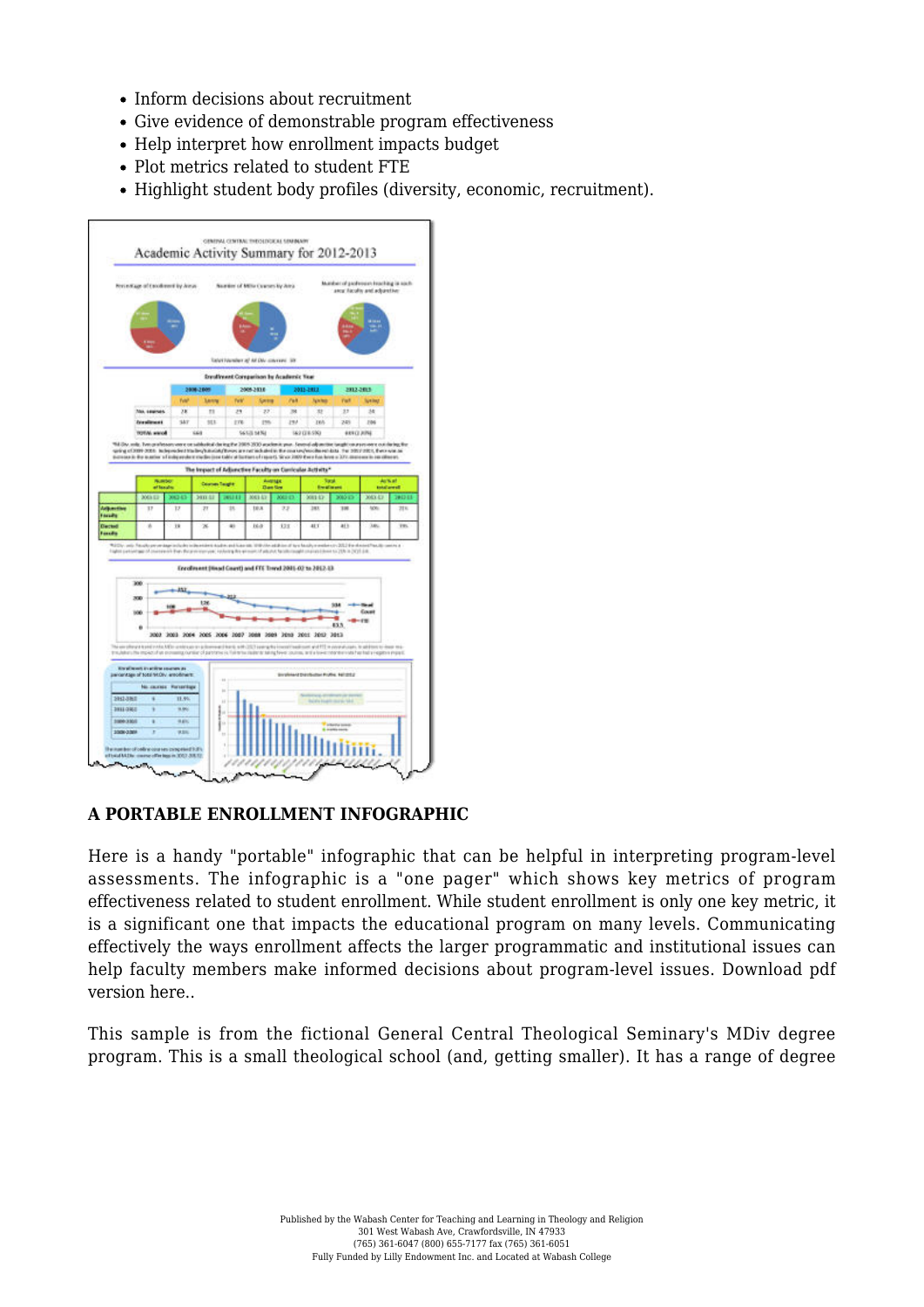- Inform decisions about recruitment
- Give evidence of demonstrable program effectiveness
- Help interpret how enrollment impacts budget
- Plot metrics related to student FTE
- Highlight student body profiles (diversity, economic, recruitment).

**A PORTABLE ENROLLMENT INFOGRAPHIC**

Here is a handy "portable" infographic that can be helpful in interpreting program-level assessments. The infographic is a "one pager" which shows key metrics of program effectiveness related to student enrollment. While student enrollment is only one key metric, it is a significant one that impacts the educational program on many levels. Communicating effectively the ways enrollment affects the larger programmatic and institutional issues can help faculty members make informed decisions about program-level issues. Download pdf version here..

This sample is from the fictional General Central Theological Seminary's MDiv degree program. This is a small theological school (and, getting smaller). It has a range of degree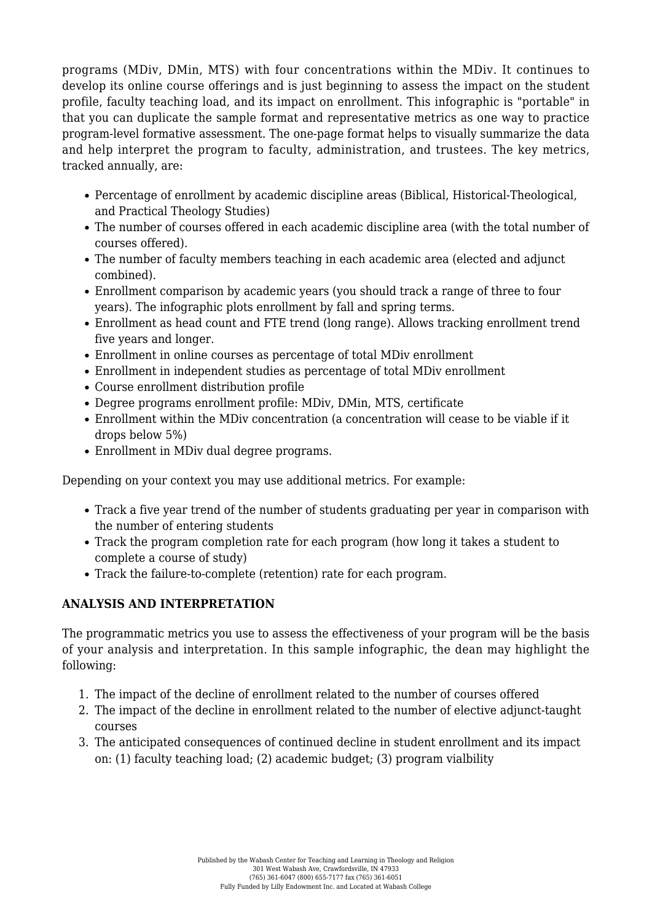programs (MDiv, DMin, MTS) with four concentrations within the MDiv. It continues to develop its online course offerings and is just beginning to assess the impact on the student profile, faculty teaching load, and its impact on enrollment. This infographic is "portable" in that you can duplicate the sample format and representative metrics as one way to practice program-level formative assessment. The one-page format helps to visually summarize the data and help interpret the program to faculty, administration, and trustees. The key metrics, tracked annually, are:

- Percentage of enrollment by academic discipline areas (Biblical, Historical-Theological, and Practical Theology Studies)
- The number of courses offered in each academic discipline area (with the total number of courses offered).
- The number of faculty members teaching in each academic area (elected and adjunct combined).
- Enrollment comparison by academic years (you should track a range of three to four years). The infographic plots enrollment by fall and spring terms.
- Enrollment as head count and FTE trend (long range). Allows tracking enrollment trend five years and longer.
- Enrollment in online courses as percentage of total MDiv enrollment
- Enrollment in independent studies as percentage of total MDiv enrollment
- Course enrollment distribution profile
- Degree programs enrollment profile: MDiv, DMin, MTS, certificate
- Enrollment within the MDiv concentration (a concentration will cease to be viable if it drops below 5%)
- Enrollment in MDiv dual degree programs.

Depending on your context you may use additional metrics. For example:

- Track a five year trend of the number of students graduating per year in comparison with the number of entering students
- Track the program completion rate for each program (how long it takes a student to complete a course of study)
- Track the failure-to-complete (retention) rate for each program.

**ANALYSIS AND INTERPRETATION**

The programmatic metrics you use to assess the effectiveness of your program will be the basis of your analysis and interpretation. In this sample infographic, the dean may highlight the following:

1. The impact of the decline of enrollment related to the number of courses offered
2. The impact of the decline in enrollment related to the number of elective adjunct-taught courses
3. The anticipated consequences of continued decline in student enrollment and its impact on: (1) faculty teaching load; (2) academic budget; (3) program vialbility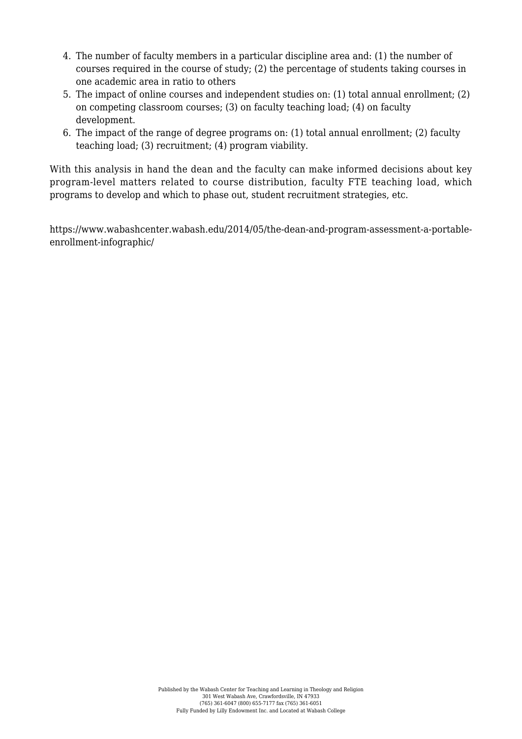4. The number of faculty members in a particular discipline area and: (1) the number of courses required in the course of study; (2) the percentage of students taking courses in one academic area in ratio to others
5. The impact of online courses and independent studies on: (1) total annual enrollment; (2) on competing classroom courses; (3) on faculty teaching load; (4) on faculty development.
6. The impact of the range of degree programs on: (1) total annual enrollment; (2) faculty teaching load; (3) recruitment; (4) program viability.

With this analysis in hand the dean and the faculty can make informed decisions about key program-level matters related to course distribution, faculty FTE teaching load, which programs to develop and which to phase out, student recruitment strategies, etc.

https://www.wabashcenter.wabash.edu/2014/05/the-dean-and-program-assessment-a-portable-enrollment-infographic/